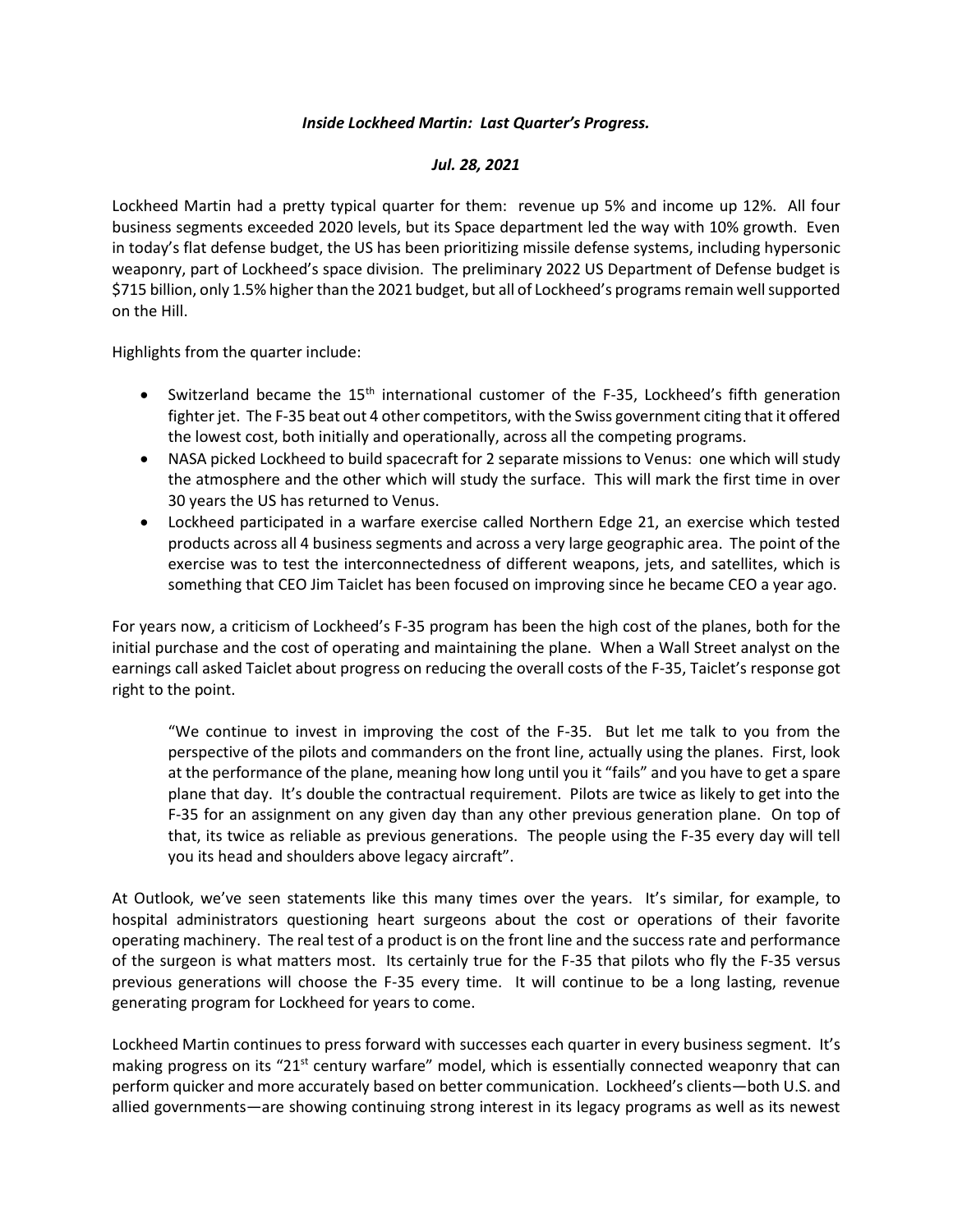***Inside Lockheed Martin: Last Quarter's Progress.***

***Jul. 28, 2021***

Lockheed Martin had a pretty typical quarter for them: revenue up 5% and income up 12%. All four business segments exceeded 2020 levels, but its Space department led the way with 10% growth. Even in today's flat defense budget, the US has been prioritizing missile defense systems, including hypersonic weaponry, part of Lockheed's space division. The preliminary 2022 US Department of Defense budget is $715 billion, only 1.5% higher than the 2021 budget, but all of Lockheed's programs remain well supported on the Hill.

Highlights from the quarter include:

- Switzerland became the 15th international customer of the F-35, Lockheed's fifth generation fighter jet. The F-35 beat out 4 other competitors, with the Swiss government citing that it offered the lowest cost, both initially and operationally, across all the competing programs.
- NASA picked Lockheed to build spacecraft for 2 separate missions to Venus: one which will study the atmosphere and the other which will study the surface. This will mark the first time in over 30 years the US has returned to Venus.
- Lockheed participated in a warfare exercise called Northern Edge 21, an exercise which tested products across all 4 business segments and across a very large geographic area. The point of the exercise was to test the interconnectedness of different weapons, jets, and satellites, which is something that CEO Jim Taiclet has been focused on improving since he became CEO a year ago.

For years now, a criticism of Lockheed's F-35 program has been the high cost of the planes, both for the initial purchase and the cost of operating and maintaining the plane. When a Wall Street analyst on the earnings call asked Taiclet about progress on reducing the overall costs of the F-35, Taiclet's response got right to the point.

> "We continue to invest in improving the cost of the F-35. But let me talk to you from the perspective of the pilots and commanders on the front line, actually using the planes. First, look at the performance of the plane, meaning how long until you it "fails" and you have to get a spare plane that day. It's double the contractual requirement. Pilots are twice as likely to get into the F-35 for an assignment on any given day than any other previous generation plane. On top of that, its twice as reliable as previous generations. The people using the F-35 every day will tell you its head and shoulders above legacy aircraft".

At Outlook, we've seen statements like this many times over the years. It's similar, for example, to hospital administrators questioning heart surgeons about the cost or operations of their favorite operating machinery. The real test of a product is on the front line and the success rate and performance of the surgeon is what matters most. Its certainly true for the F-35 that pilots who fly the F-35 versus previous generations will choose the F-35 every time. It will continue to be a long lasting, revenue generating program for Lockheed for years to come.

Lockheed Martin continues to press forward with successes each quarter in every business segment. It's making progress on its "21st century warfare" model, which is essentially connected weaponry that can perform quicker and more accurately based on better communication. Lockheed's clients—both U.S. and allied governments—are showing continuing strong interest in its legacy programs as well as its newest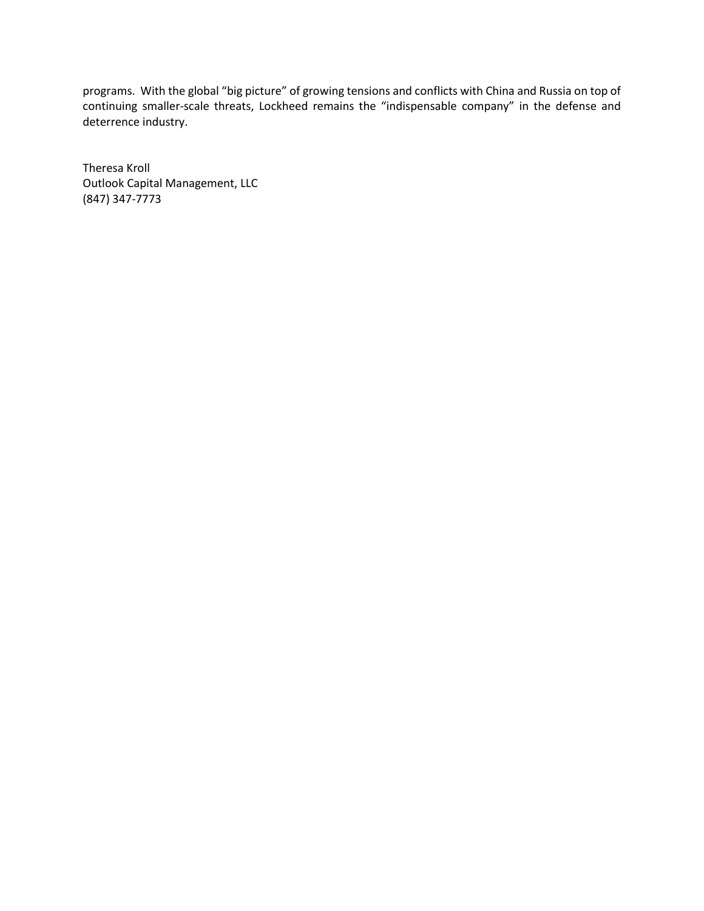programs. With the global "big picture" of growing tensions and conflicts with China and Russia on top of continuing smaller-scale threats, Lockheed remains the "indispensable company" in the defense and deterrence industry.

Theresa Kroll
Outlook Capital Management, LLC
(847) 347-7773